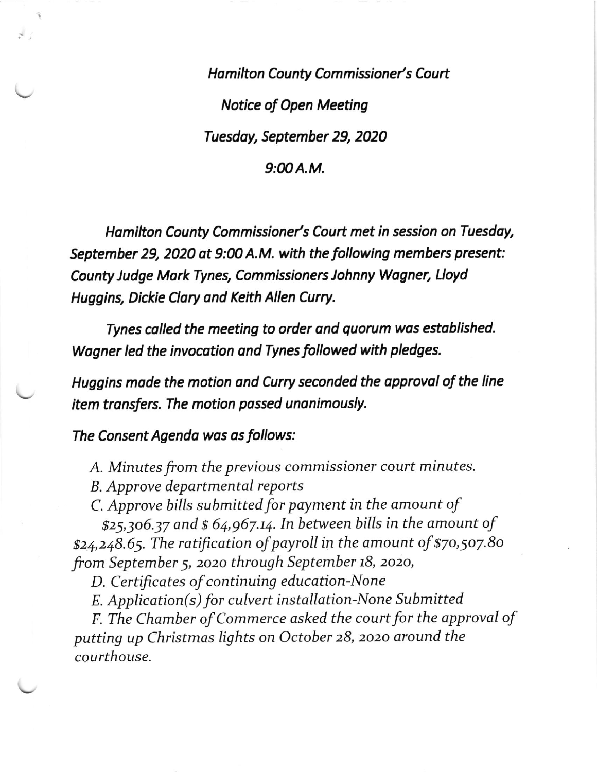*Hamilton County Commissioner's Court*

*Notice of Open Meeting*

*Tuesday, September 29, 2020*

*9:00 A.M.*

*Hamilton County Commissioner's Court met in session on Tuesday, September 29, 2020 at 9:00 A.M. with the following members present: County Judge Mark Tynes, Commissioners Johnny Wagner, Lloyd Huggins, Dickie Clary and Keith Allen Curry.*

*Tynes called the meeting to order and quorum was established. Wagner led the invocation and Tynes followed with pledges.*

*Huggins made the motion and Curry seconded the approval of the line item transfers. The motion passed unanimously.*

*The Consent Agenda was as follows:*

*A. Minutes from the previous commissioner court minutes.*

*B. Approve departmental reports*

*C. Approve bills submitted for payment in the amount of $25,306.37 and $ 64,967.14. In between bills in the amount of $24,248.65. The ratification of payroll in the amount of $70,507.80 from September 5, 2020 through September 18, 2020,*

*D. Certificates of continuing education-None*

*E. Application(s) for culvert installation-None Submitted*

*F. The Chamber of Commerce asked the court for the approval of putting up Christmas lights on October 28, 2020 around the courthouse.*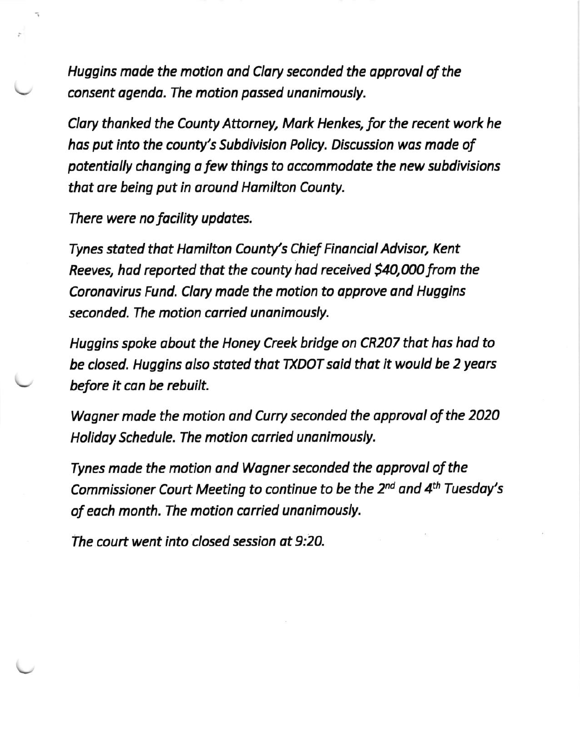*Huggins made the motion and Clary seconded the approval of the consent agenda. The motion passed unanimously.*

*Clary thanked the County Attorney, Mark Henkes, for the recent work he has put into the county's Subdivision Policy. Discussion was made of potentially changing a few things to accommodate the new subdivisions that are being put in around Hamilton County.*

*There were no facility updates.*

*Tynes stated that Hamilton County's Chief Financial Advisor, Kent Reeves, had reported that the county had received $40,000 from the Coronavirus Fund. Clary made the motion to approve and Huggins seconded. The motion carried unanimously.*

*Huggins spoke about the Honey Creek bridge on CR207 that has had to be closed. Huggins also stated that TXDOT said that it would be 2 years before it can be rebuilt.*

*Wagner made the motion and Curry seconded the approval of the 2020 Holiday Schedule. The motion carried unanimously.*

*Tynes made the motion and Wagner seconded the approval of the Commissioner Court Meeting to continue to be the 2nd and 4th Tuesday's of each month. The motion carried unanimously.*

*The court went into closed session at 9:20.*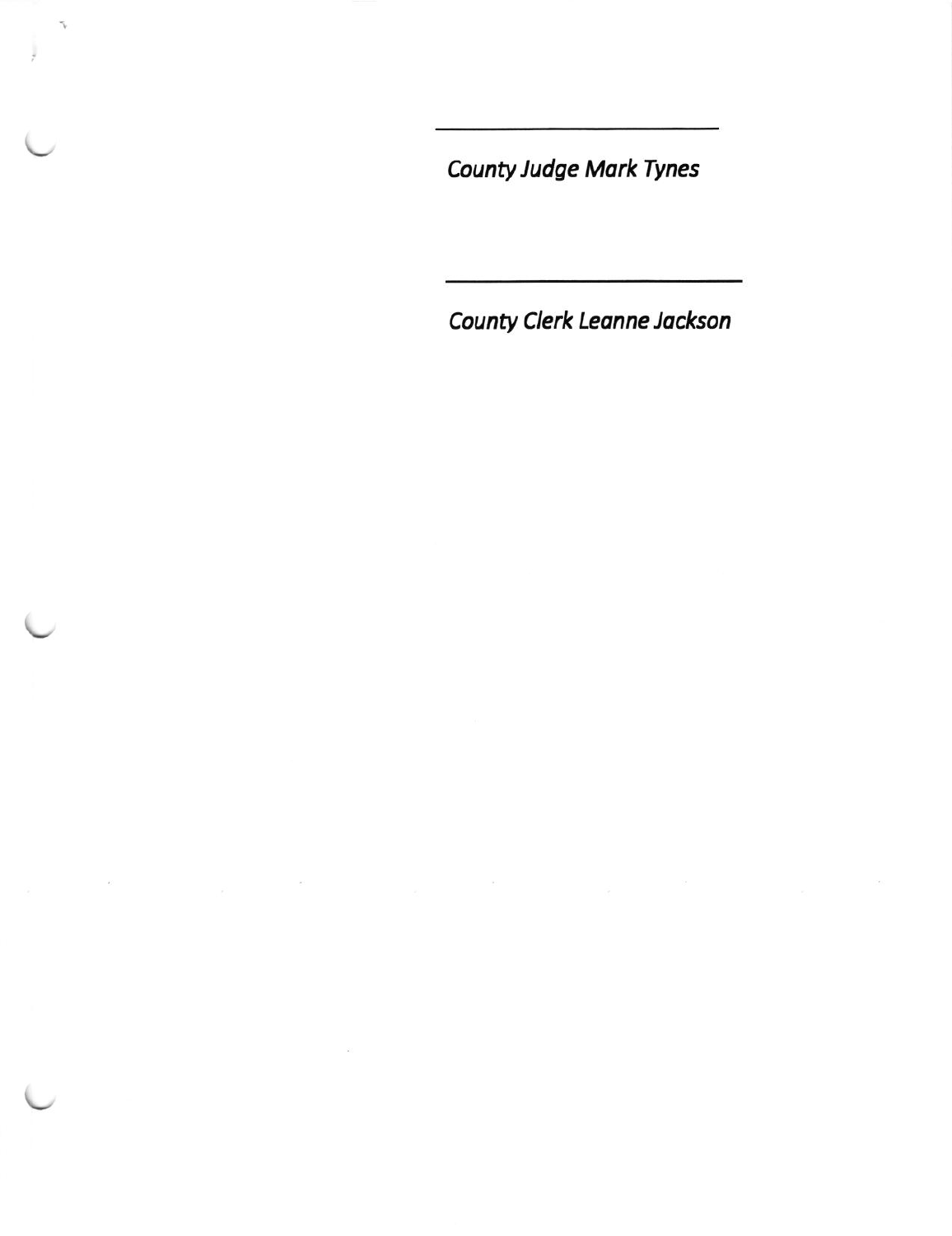______________________________

*County Judge Mark Tynes*

______________________________

*County Clerk Leanne Jackson*